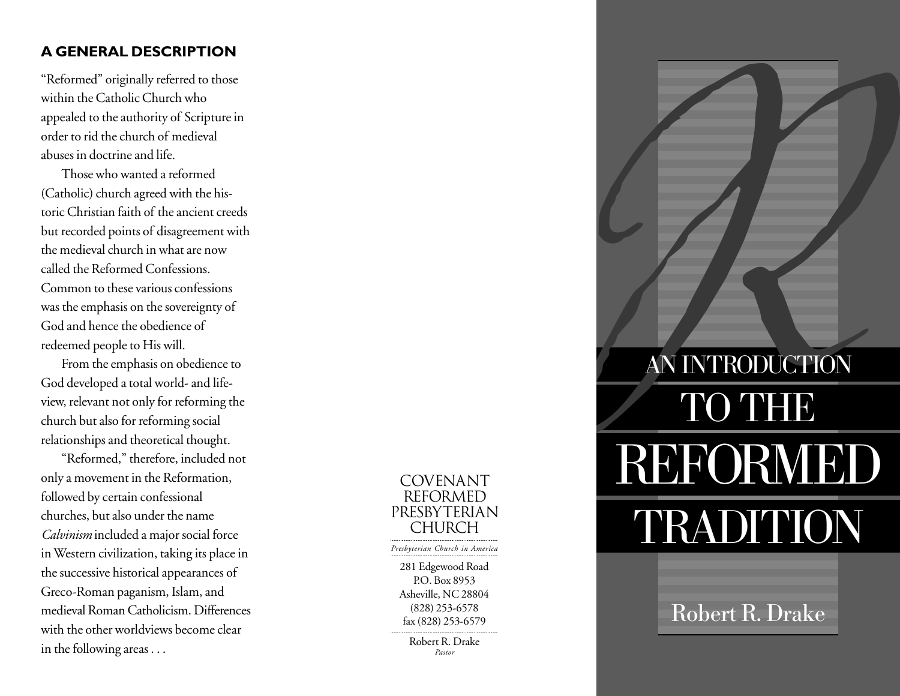## A GENERAL DESCRIPTION

"Reformed" originally referred to those within the Catholic Church who appealed to the authority of Scripture in order to rid the church of medieval abuses in doctrine and life.

Those who wanted a reformed (Catholic) church agreed with the historic Christian faith of the ancient creeds but recorded points of disagreement with the medieval church in what are now called the Reformed Confessions. Common to these various confessions was the emphasis on the sovereignty of God and hence the obedience of redeemed people to His will.

From the emphasis on obedience to God developed a total world- and life-view, relevant not only for reforming the church but also for reforming social relationships and theoretical thought.

"Reformed," therefore, included not only a movement in the Reformation, followed by certain confessional churches, but also under the name *Calvinism* included a major social force in Western civilization, taking its place in the successive historical appearances of Greco-Roman paganism, Islam, and medieval Roman Catholicism. Differences with the other worldviews become clear in the following areas . . .

COVENANT REFORMED PRESBYTERIAN CHURCH

*Presbyterian Church in America*

281 Edgewood Road
P.O. Box 8953
Asheville, NC 28804
(828) 253-6578
fax (828) 253-6579

Robert R. Drake
*Pastor*

# AN INTRODUCTION TO THE REFORMED TRADITION

Robert R. Drake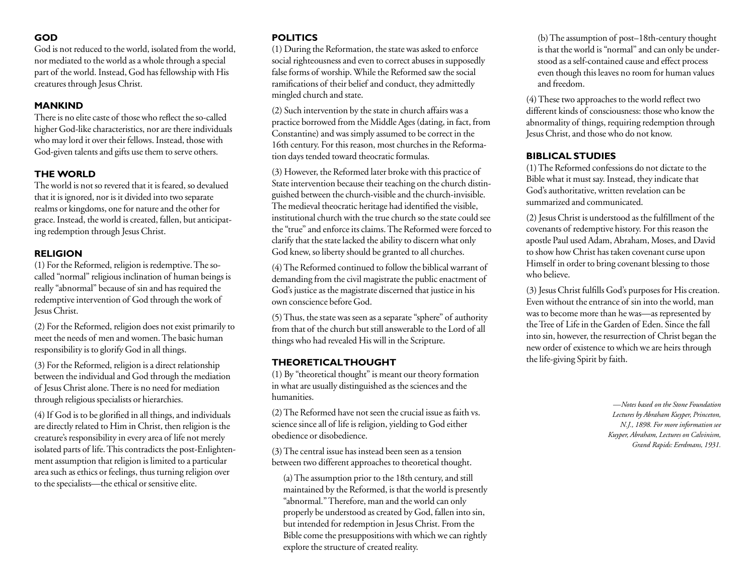## GOD

God is not reduced to the world, isolated from the world, nor mediated to the world as a whole through a special part of the world. Instead, God has fellowship with His creatures through Jesus Christ.

## MANKIND

There is no elite caste of those who reflect the so-called higher God-like characteristics, nor are there individuals who may lord it over their fellows. Instead, those with God-given talents and gifts use them to serve others.

## THE WORLD

The world is not so revered that it is feared, so devalued that it is ignored, nor is it divided into two separate realms or kingdoms, one for nature and the other for grace. Instead, the world is created, fallen, but anticipating redemption through Jesus Christ.

## RELIGION

(1) For the Reformed, religion is redemptive. The so-called "normal" religious inclination of human beings is really "abnormal" because of sin and has required the redemptive intervention of God through the work of Jesus Christ.

(2) For the Reformed, religion does not exist primarily to meet the needs of men and women. The basic human responsibility is to glorify God in all things.

(3) For the Reformed, religion is a direct relationship between the individual and God through the mediation of Jesus Christ alone. There is no need for mediation through religious specialists or hierarchies.

(4) If God is to be glorified in all things, and individuals are directly related to Him in Christ, then religion is the creature's responsibility in every area of life not merely isolated parts of life. This contradicts the post-Enlightenment assumption that religion is limited to a particular area such as ethics or feelings, thus turning religion over to the specialists—the ethical or sensitive elite.

## POLITICS

(1) During the Reformation, the state was asked to enforce social righteousness and even to correct abuses in supposedly false forms of worship. While the Reformed saw the social ramifications of their belief and conduct, they admittedly mingled church and state.

(2) Such intervention by the state in church affairs was a practice borrowed from the Middle Ages (dating, in fact, from Constantine) and was simply assumed to be correct in the 16th century. For this reason, most churches in the Reformation days tended toward theocratic formulas.

(3) However, the Reformed later broke with this practice of State intervention because their teaching on the church distinguished between the church-visible and the church-invisible. The medieval theocratic heritage had identified the visible, institutional church with the true church so the state could see the "true" and enforce its claims. The Reformed were forced to clarify that the state lacked the ability to discern what only God knew, so liberty should be granted to all churches.

(4) The Reformed continued to follow the biblical warrant of demanding from the civil magistrate the public enactment of God's justice as the magistrate discerned that justice in his own conscience before God.

(5) Thus, the state was seen as a separate "sphere" of authority from that of the church but still answerable to the Lord of all things who had revealed His will in the Scripture.

## THEORETICAL THOUGHT

(1) By "theoretical thought" is meant our theory formation in what are usually distinguished as the sciences and the humanities.

(2) The Reformed have not seen the crucial issue as faith vs. science since all of life is religion, yielding to God either obedience or disobedience.

(3) The central issue has instead been seen as a tension between two different approaches to theoretical thought.

(a) The assumption prior to the 18th century, and still maintained by the Reformed, is that the world is presently "abnormal." Therefore, man and the world can only properly be understood as created by God, fallen into sin, but intended for redemption in Jesus Christ. From the Bible come the presuppositions with which we can rightly explore the structure of created reality.

(b) The assumption of post–18th-century thought is that the world is "normal" and can only be understood as a self-contained cause and effect process even though this leaves no room for human values and freedom.

(4) These two approaches to the world reflect two different kinds of consciousness: those who know the abnormality of things, requiring redemption through Jesus Christ, and those who do not know.

## BIBLICAL STUDIES

(1) The Reformed confessions do not dictate to the Bible what it must say. Instead, they indicate that God's authoritative, written revelation can be summarized and communicated.

(2) Jesus Christ is understood as the fulfillment of the covenants of redemptive history. For this reason the apostle Paul used Adam, Abraham, Moses, and David to show how Christ has taken covenant curse upon Himself in order to bring covenant blessing to those who believe.

(3) Jesus Christ fulfills God's purposes for His creation. Even without the entrance of sin into the world, man was to become more than he was—as represented by the Tree of Life in the Garden of Eden. Since the fall into sin, however, the resurrection of Christ began the new order of existence to which we are heirs through the life-giving Spirit by faith.

*—Notes based on the Stone Foundation Lectures by Abraham Kuyper, Princeton, N.J., 1898. For more information see Kuyper, Abraham, Lectures on Calvinism, Grand Rapids: Eerdmans, 1931.*